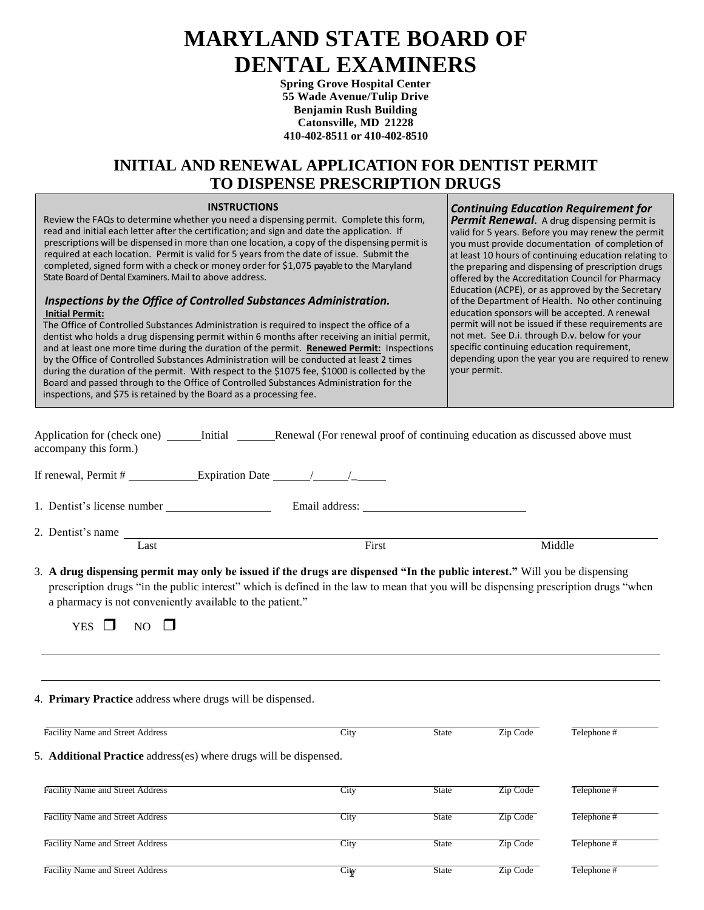# MARYLAND STATE BOARD OF DENTAL EXAMINERS

**Spring Grove Hospital Center**
**55 Wade Avenue/Tulip Drive**
**Benjamin Rush Building**
**Catonsville, MD 21228**
**410-402-8511 or 410-402-8510**

## INITIAL AND RENEWAL APPLICATION FOR DENTIST PERMIT TO DISPENSE PRESCRIPTION DRUGS

**INSTRUCTIONS**

Review the FAQs to determine whether you need a dispensing permit. Complete this form, read and initial each letter after the certification; and sign and date the application. If prescriptions will be dispensed in more than one location, a copy of the dispensing permit is required at each location. Permit is valid for 5 years from the date of issue. Submit the completed, signed form with a check or money order for $1,075 payable to the Maryland State Board of Dental Examiners. Mail to above address.

***Inspections by the Office of Controlled Substances Administration.***

**Initial Permit:**

The Office of Controlled Substances Administration is required to inspect the office of a dentist who holds a drug dispensing permit within 6 months after receiving an initial permit, and at least one more time during the duration of the permit. **Renewed Permit:** Inspections by the Office of Controlled Substances Administration will be conducted at least 2 times during the duration of the permit. With respect to the $1075 fee, $1000 is collected by the Board and passed through to the Office of Controlled Substances Administration for the inspections, and $75 is retained by the Board as a processing fee.

***Continuing Education Requirement for Permit Renewal.*** A drug dispensing permit is valid for 5 years. Before you may renew the permit you must provide documentation of completion of at least 10 hours of continuing education relating to the preparing and dispensing of prescription drugs offered by the Accreditation Council for Pharmacy Education (ACPE), or as approved by the Secretary of the Department of Health. No other continuing education sponsors will be accepted. A renewal permit will not be issued if these requirements are not met. See D.i. through D.v. below for your specific continuing education requirement, depending upon the year you are required to renew your permit.

Application for (check one) ______Initial ______Renewal (For renewal proof of continuing education as discussed above must accompany this form.)

If renewal, Permit # ____________ Expiration Date ______/______/______

1. Dentist's license number __________________ Email address: ____________________________

2. Dentist's name ______________________________________________________________
   Last First Middle

3. **A drug dispensing permit may only be issued if the drugs are dispensed "In the public interest."** Will you be dispensing prescription drugs "in the public interest" which is defined in the law to mean that you will be dispensing prescription drugs "when a pharmacy is not conveniently available to the patient."

   YES ☐ NO ☐

   ______________________________________________________________________________

   ______________________________________________________________________________

4. **Primary Practice** address where drugs will be dispensed.

| Facility Name and Street Address | City | State | Zip Code | Telephone # |
|---|---|---|---|---|
| | | | | |

5. **Additional Practice** address(es) where drugs will be dispensed.

| Facility Name and Street Address | City | State | Zip Code | Telephone # |
|---|---|---|---|---|
| | | | | |
| | | | | |
| | | | | |
| | | | | |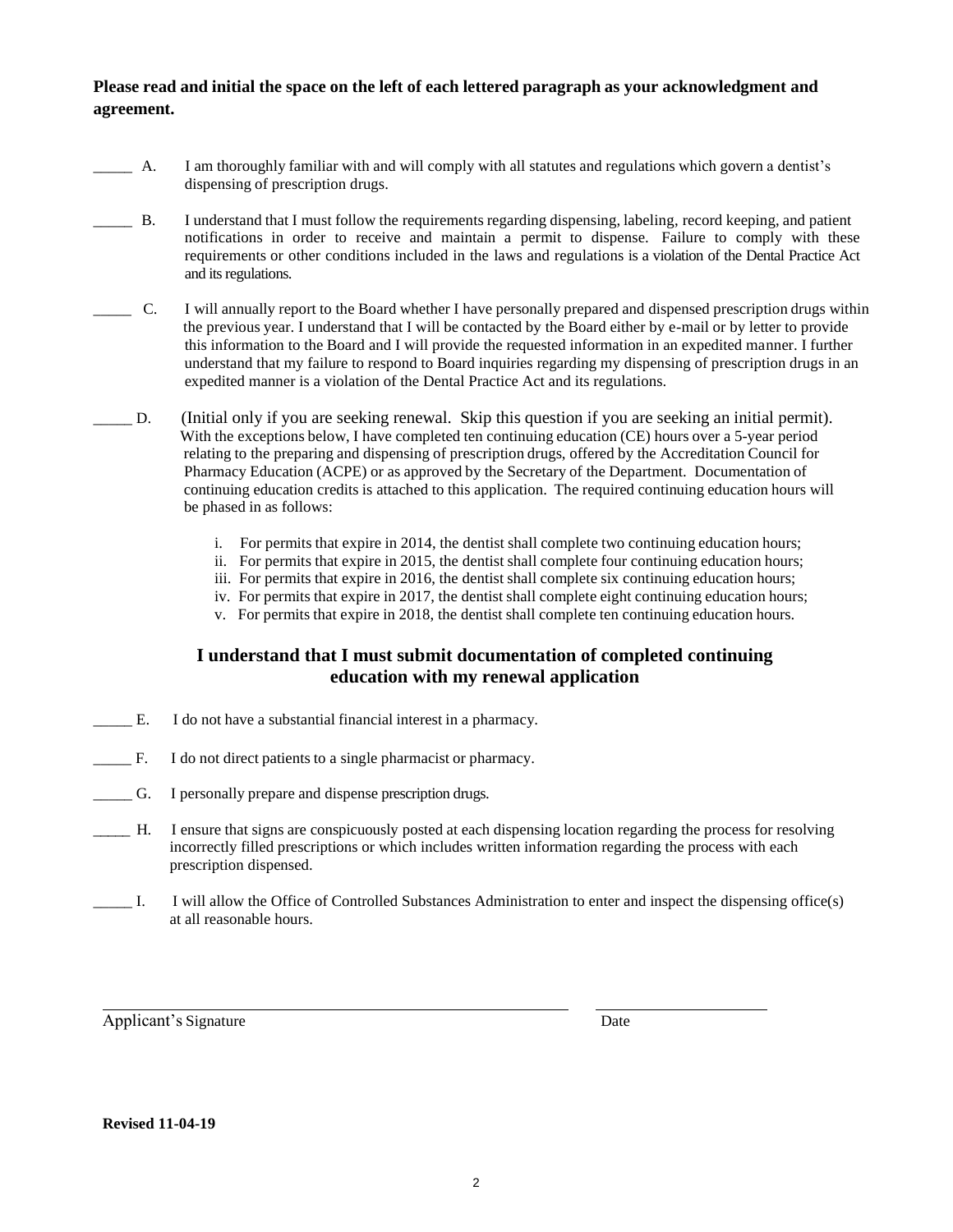**Please read and initial the space on the left of each lettered paragraph as your acknowledgment and agreement.**

_____ A. I am thoroughly familiar with and will comply with all statutes and regulations which govern a dentist's dispensing of prescription drugs.

_____ B. I understand that I must follow the requirements regarding dispensing, labeling, record keeping, and patient notifications in order to receive and maintain a permit to dispense. Failure to comply with these requirements or other conditions included in the laws and regulations is a violation of the Dental Practice Act and its regulations.

_____ C. I will annually report to the Board whether I have personally prepared and dispensed prescription drugs within the previous year. I understand that I will be contacted by the Board either by e-mail or by letter to provide this information to the Board and I will provide the requested information in an expedited manner. I further understand that my failure to respond to Board inquiries regarding my dispensing of prescription drugs in an expedited manner is a violation of the Dental Practice Act and its regulations.

_____ D. (Initial only if you are seeking renewal. Skip this question if you are seeking an initial permit). With the exceptions below, I have completed ten continuing education (CE) hours over a 5-year period relating to the preparing and dispensing of prescription drugs, offered by the Accreditation Council for Pharmacy Education (ACPE) or as approved by the Secretary of the Department. Documentation of continuing education credits is attached to this application. The required continuing education hours will be phased in as follows:

i. For permits that expire in 2014, the dentist shall complete two continuing education hours;
ii. For permits that expire in 2015, the dentist shall complete four continuing education hours;
iii. For permits that expire in 2016, the dentist shall complete six continuing education hours;
iv. For permits that expire in 2017, the dentist shall complete eight continuing education hours;
v. For permits that expire in 2018, the dentist shall complete ten continuing education hours.

**I understand that I must submit documentation of completed continuing education with my renewal application**

_____ E. I do not have a substantial financial interest in a pharmacy.

_____ F. I do not direct patients to a single pharmacist or pharmacy.

_____ G. I personally prepare and dispense prescription drugs.

_____ H. I ensure that signs are conspicuously posted at each dispensing location regarding the process for resolving incorrectly filled prescriptions or which includes written information regarding the process with each prescription dispensed.

_____ I. I will allow the Office of Controlled Substances Administration to enter and inspect the dispensing office(s) at all reasonable hours.

______________________________________________ ____________________

Applicant's Signature Date

**Revised 11-04-19**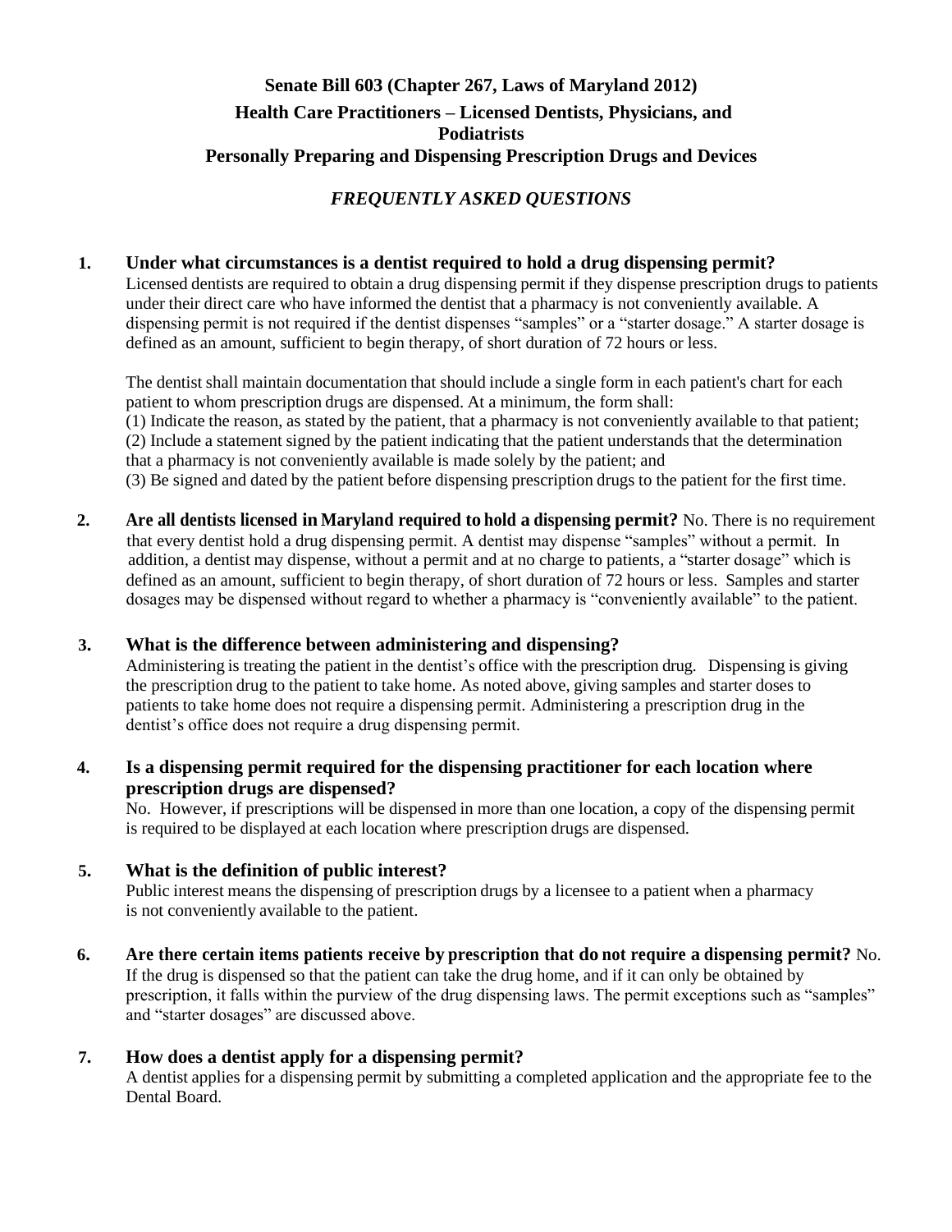## Senate Bill 603 (Chapter 267, Laws of Maryland 2012)
## Health Care Practitioners – Licensed Dentists, Physicians, and Podiatrists
## Personally Preparing and Dispensing Prescription Drugs and Devices

### *FREQUENTLY ASKED QUESTIONS*

**1. Under what circumstances is a dentist required to hold a drug dispensing permit?**

Licensed dentists are required to obtain a drug dispensing permit if they dispense prescription drugs to patients under their direct care who have informed the dentist that a pharmacy is not conveniently available. A dispensing permit is not required if the dentist dispenses "samples" or a "starter dosage." A starter dosage is defined as an amount, sufficient to begin therapy, of short duration of 72 hours or less.

The dentist shall maintain documentation that should include a single form in each patient's chart for each patient to whom prescription drugs are dispensed. At a minimum, the form shall:
(1) Indicate the reason, as stated by the patient, that a pharmacy is not conveniently available to that patient;
(2) Include a statement signed by the patient indicating that the patient understands that the determination that a pharmacy is not conveniently available is made solely by the patient; and
(3) Be signed and dated by the patient before dispensing prescription drugs to the patient for the first time.

**2. Are all dentists licensed in Maryland required to hold a dispensing permit?** No. There is no requirement that every dentist hold a drug dispensing permit. A dentist may dispense "samples" without a permit. In addition, a dentist may dispense, without a permit and at no charge to patients, a "starter dosage" which is defined as an amount, sufficient to begin therapy, of short duration of 72 hours or less. Samples and starter dosages may be dispensed without regard to whether a pharmacy is "conveniently available" to the patient.

**3. What is the difference between administering and dispensing?**

Administering is treating the patient in the dentist's office with the prescription drug. Dispensing is giving the prescription drug to the patient to take home. As noted above, giving samples and starter doses to patients to take home does not require a dispensing permit. Administering a prescription drug in the dentist's office does not require a drug dispensing permit.

**4. Is a dispensing permit required for the dispensing practitioner for each location where prescription drugs are dispensed?**

No. However, if prescriptions will be dispensed in more than one location, a copy of the dispensing permit is required to be displayed at each location where prescription drugs are dispensed.

**5. What is the definition of public interest?**

Public interest means the dispensing of prescription drugs by a licensee to a patient when a pharmacy is not conveniently available to the patient.

**6. Are there certain items patients receive by prescription that do not require a dispensing permit?** No. If the drug is dispensed so that the patient can take the drug home, and if it can only be obtained by prescription, it falls within the purview of the drug dispensing laws. The permit exceptions such as "samples" and "starter dosages" are discussed above.

**7. How does a dentist apply for a dispensing permit?**

A dentist applies for a dispensing permit by submitting a completed application and the appropriate fee to the Dental Board.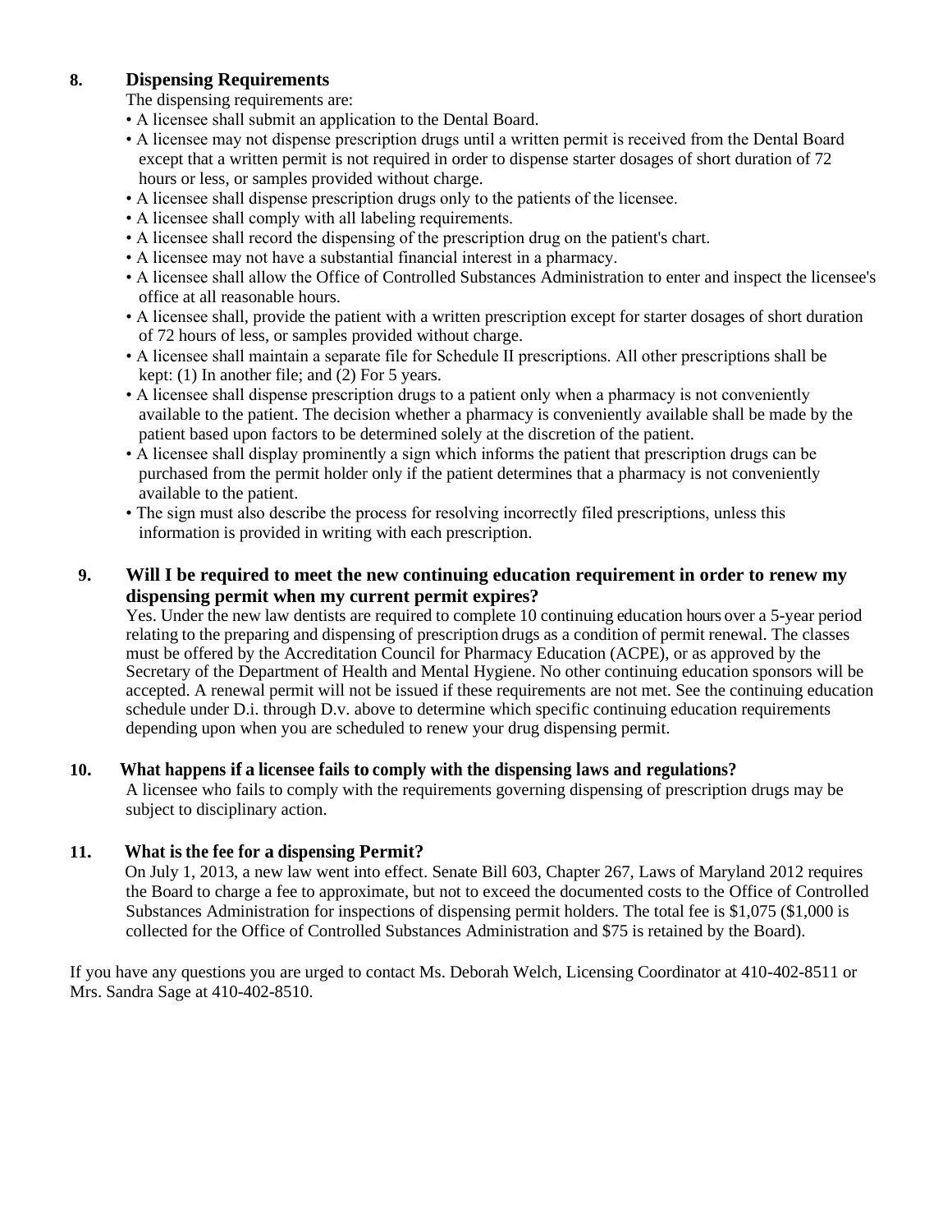## 8. Dispensing Requirements

The dispensing requirements are:

- A licensee shall submit an application to the Dental Board.
- A licensee may not dispense prescription drugs until a written permit is received from the Dental Board except that a written permit is not required in order to dispense starter dosages of short duration of 72 hours or less, or samples provided without charge.
- A licensee shall dispense prescription drugs only to the patients of the licensee.
- A licensee shall comply with all labeling requirements.
- A licensee shall record the dispensing of the prescription drug on the patient's chart.
- A licensee may not have a substantial financial interest in a pharmacy.
- A licensee shall allow the Office of Controlled Substances Administration to enter and inspect the licensee's office at all reasonable hours.
- A licensee shall, provide the patient with a written prescription except for starter dosages of short duration of 72 hours of less, or samples provided without charge.
- A licensee shall maintain a separate file for Schedule II prescriptions. All other prescriptions shall be kept: (1) In another file; and (2) For 5 years.
- A licensee shall dispense prescription drugs to a patient only when a pharmacy is not conveniently available to the patient. The decision whether a pharmacy is conveniently available shall be made by the patient based upon factors to be determined solely at the discretion of the patient.
- A licensee shall display prominently a sign which informs the patient that prescription drugs can be purchased from the permit holder only if the patient determines that a pharmacy is not conveniently available to the patient.
- The sign must also describe the process for resolving incorrectly filed prescriptions, unless this information is provided in writing with each prescription.

## 9. Will I be required to meet the new continuing education requirement in order to renew my dispensing permit when my current permit expires?

Yes. Under the new law dentists are required to complete 10 continuing education hours over a 5-year period relating to the preparing and dispensing of prescription drugs as a condition of permit renewal. The classes must be offered by the Accreditation Council for Pharmacy Education (ACPE), or as approved by the Secretary of the Department of Health and Mental Hygiene. No other continuing education sponsors will be accepted. A renewal permit will not be issued if these requirements are not met. See the continuing education schedule under D.i. through D.v. above to determine which specific continuing education requirements depending upon when you are scheduled to renew your drug dispensing permit.

## 10. What happens if a licensee fails to comply with the dispensing laws and regulations?

A licensee who fails to comply with the requirements governing dispensing of prescription drugs may be subject to disciplinary action.

## 11. What is the fee for a dispensing Permit?

On July 1, 2013, a new law went into effect. Senate Bill 603, Chapter 267, Laws of Maryland 2012 requires the Board to charge a fee to approximate, but not to exceed the documented costs to the Office of Controlled Substances Administration for inspections of dispensing permit holders. The total fee is $1,075 ($1,000 is collected for the Office of Controlled Substances Administration and $75 is retained by the Board).

If you have any questions you are urged to contact Ms. Deborah Welch, Licensing Coordinator at 410-402-8511 or Mrs. Sandra Sage at 410-402-8510.